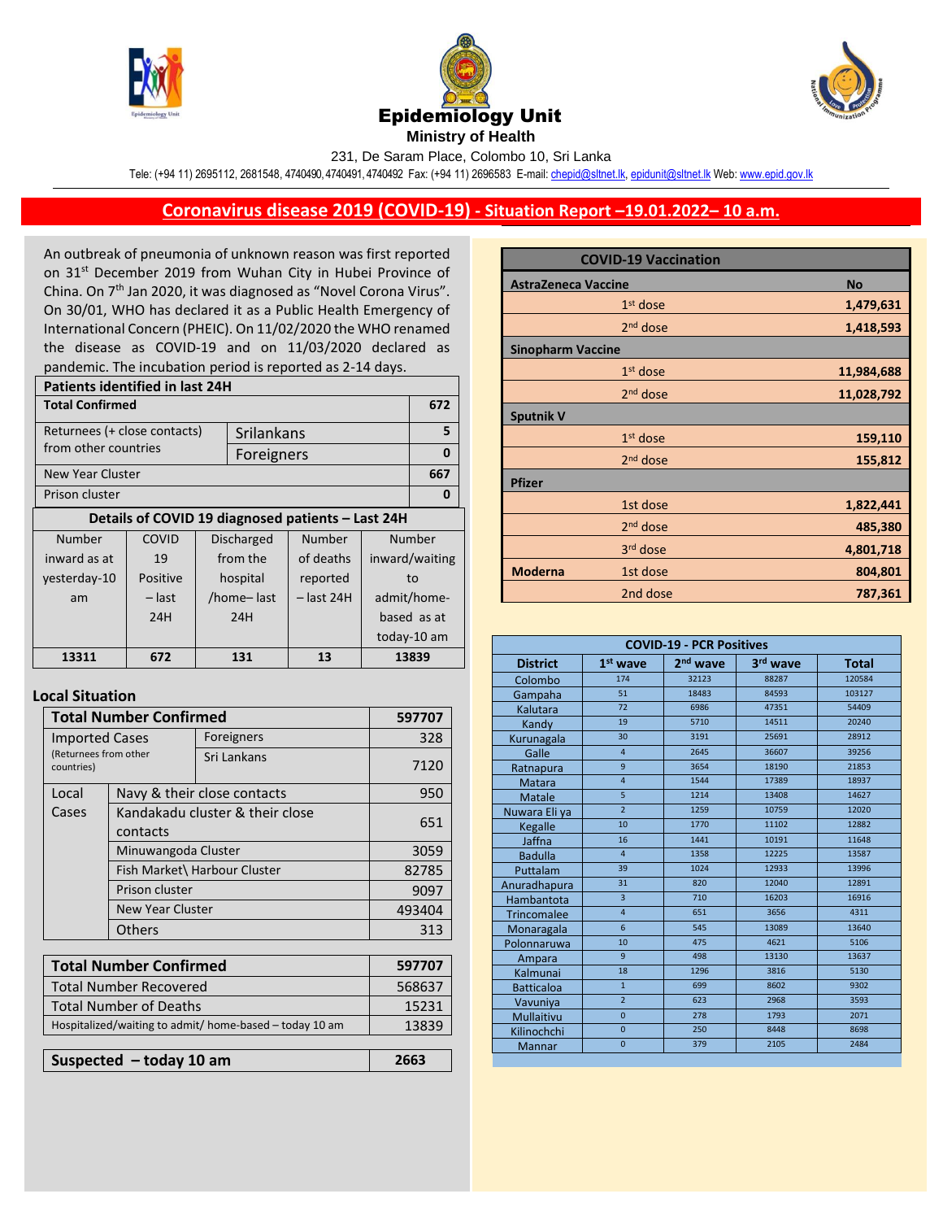# Epidemiology Unit

**Ministry of Health**

231, De Saram Place, Colombo 10, Sri Lanka

Tele: (+94 11) 2695112, 2681548, 4740490, 4740491, 4740492 Fax: (+94 11) 2696583 E-mail: chepid@sltnet.lk, epidunit@sltnet.lk Web: www.epid.gov.lk

## Coronavirus disease 2019 (COVID-19) - Situation Report –19.01.2022– 10 a.m.

An outbreak of pneumonia of unknown reason was first reported on 31st December 2019 from Wuhan City in Hubei Province of China. On 7th Jan 2020, it was diagnosed as "Novel Corona Virus". On 30/01, WHO has declared it as a Public Health Emergency of International Concern (PHEIC). On 11/02/2020 the WHO renamed the disease as COVID-19 and on 11/03/2020 declared as pandemic. The incubation period is reported as 2-14 days.

| Patients identified in last 24H | | |
|---|---|---|
| **Total Confirmed** | | **672** |
| Returnees (+ close contacts) from other countries | Srilankans | **5** |
| | Foreigners | **0** |
| New Year Cluster | | **667** |
| Prison cluster | | **0** |

**Details of COVID 19 diagnosed patients – Last 24H**

| Number inward as at yesterday-10 am | COVID 19 Positive – last 24H | Discharged from the hospital /home– last 24H | Number of deaths reported – last 24H | Number inward/waiting to admit/home-based as at today-10 am |
|---|---|---|---|---|
| **13311** | **672** | **131** | **13** | **13839** |

### Local Situation

| **Total Number Confirmed** | | **597707** |
|---|---|---|
| Imported Cases (Returnees from other countries) | Foreigners | 328 |
| | Sri Lankans | 7120 |
| Local Cases | Navy & their close contacts | 950 |
| | Kandakadu cluster & their close contacts | 651 |
| | Minuwangoda Cluster | 3059 |
| | Fish Market\ Harbour Cluster | 82785 |
| | Prison cluster | 9097 |
| | New Year Cluster | 493404 |
| | Others | 313 |

| **Total Number Confirmed** | **597707** |
|---|---|
| Total Number Recovered | 568637 |
| Total Number of Deaths | 15231 |
| Hospitalized/waiting to admit/ home-based – today 10 am | 13839 |

| **Suspected – today 10 am** | **2663** |
|---|---|

| **COVID-19 Vaccination** | | |
|---|---|---|
| **AstraZeneca Vaccine** | | **No** |
| | 1st dose | **1,479,631** |
| | 2nd dose | **1,418,593** |
| **Sinopharm Vaccine** | | |
| | 1st dose | **11,984,688** |
| | 2nd dose | **11,028,792** |
| **Sputnik V** | | |
| | 1st dose | **159,110** |
| | 2nd dose | **155,812** |
| **Pfizer** | | |
| | 1st dose | **1,822,441** |
| | 2nd dose | **485,380** |
| | 3rd dose | **4,801,718** |
| **Moderna** | 1st dose | **804,801** |
| | 2nd dose | **787,361** |

**COVID-19 - PCR Positives**

| District | 1st wave | 2nd wave | 3rd wave | Total |
|---|---|---|---|---|
| Colombo | 174 | 32123 | 88287 | 120584 |
| Gampaha | 51 | 18483 | 84593 | 103127 |
| Kalutara | 72 | 6986 | 47351 | 54409 |
| Kandy | 19 | 5710 | 14511 | 20240 |
| Kurunagala | 30 | 3191 | 25691 | 28912 |
| Galle | 4 | 2645 | 36607 | 39256 |
| Ratnapura | 9 | 3654 | 18190 | 21853 |
| Matara | 4 | 1544 | 17389 | 18937 |
| Matale | 5 | 1214 | 13408 | 14627 |
| Nuwara Eli ya | 2 | 1259 | 10759 | 12020 |
| Kegalle | 10 | 1770 | 11102 | 12882 |
| Jaffna | 16 | 1441 | 10191 | 11648 |
| Badulla | 4 | 1358 | 12225 | 13587 |
| Puttalam | 39 | 1024 | 12933 | 13996 |
| Anuradhapura | 31 | 820 | 12040 | 12891 |
| Hambantota | 3 | 710 | 16203 | 16916 |
| Trincomalee | 4 | 651 | 3656 | 4311 |
| Monaragala | 6 | 545 | 13089 | 13640 |
| Polonnaruwa | 10 | 475 | 4621 | 5106 |
| Ampara | 9 | 498 | 13130 | 13637 |
| Kalmunai | 18 | 1296 | 3816 | 5130 |
| Batticaloa | 1 | 699 | 8602 | 9302 |
| Vavuniya | 2 | 623 | 2968 | 3593 |
| Mullaitivu | 0 | 278 | 1793 | 2071 |
| Kilinochchi | 0 | 250 | 8448 | 8698 |
| Mannar | 0 | 379 | 2105 | 2484 |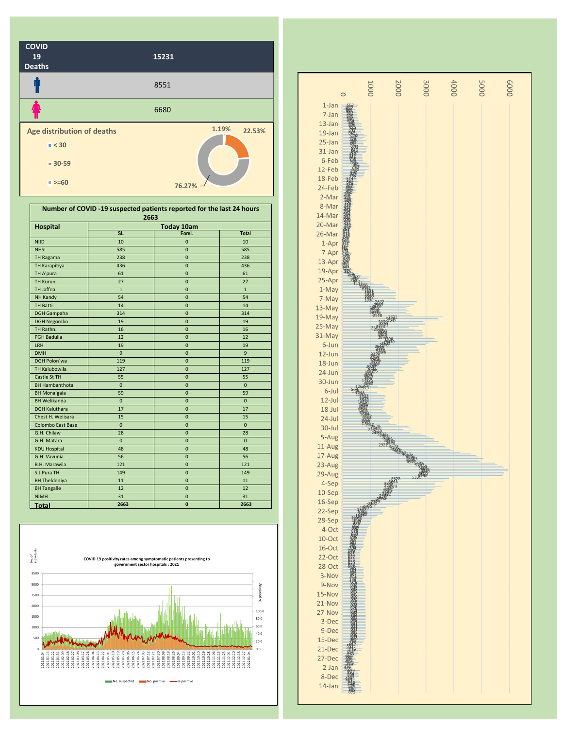| COVID 19 Deaths | 15231 |
|---|---|
| (male) | 8551 |
| (female) | 6680 |

**Age distribution of deaths**

- < 30
- 30-59
- >=60

1.19%
22.53%
76.27%

| Number of COVID -19 suspected patients reported for the last 24 hours 2663 | | | |
|---|---|---|---|
| Hospital | Today 10am | | |
| | SL | Forei. | Total |
| NIID | 10 | 0 | 10 |
| NHSL | 585 | 0 | 585 |
| TH Ragama | 238 | 0 | 238 |
| TH Karapitiya | 436 | 0 | 436 |
| TH A'pura | 61 | 0 | 61 |
| TH Kurun. | 27 | 0 | 27 |
| TH Jaffna | 1 | 0 | 1 |
| NH Kandy | 54 | 0 | 54 |
| TH Batti. | 14 | 0 | 14 |
| DGH Gampaha | 314 | 0 | 314 |
| DGH Negombo | 19 | 0 | 19 |
| TH Rathn. | 16 | 0 | 16 |
| PGH Badulla | 12 | 0 | 12 |
| LRH | 19 | 0 | 19 |
| DMH | 9 | 0 | 9 |
| DGH Polon'wa | 119 | 0 | 119 |
| TH Kalubowila | 127 | 0 | 127 |
| Castle St TH | 55 | 0 | 55 |
| BH Hambanthota | 0 | 0 | 0 |
| BH Mona'gala | 59 | 0 | 59 |
| BH Welikanda | 0 | 0 | 0 |
| DGH Kaluthara | 17 | 0 | 17 |
| Chest H. Welisara | 15 | 0 | 15 |
| Colombo East Base | 0 | 0 | 0 |
| G.H. Chilaw | 28 | 0 | 28 |
| G.H. Matara | 0 | 0 | 0 |
| KDU Hospital | 48 | 0 | 48 |
| G.H. Vavunia | 56 | 0 | 56 |
| B.H. Marawila | 121 | 0 | 121 |
| S.J.Pura TH | 149 | 0 | 149 |
| BH Theldeniya | 11 | 0 | 11 |
| BH Tangalle | 12 | 0 | 12 |
| NIMH | 31 | 0 | 31 |
| **Total** | **2663** | **0** | **2663** |

COVID 19 positivity rates among symptomatic patients presenting to government sector hospitals : 2021

No. of individuals

% positivity

No. suspected
No. positive
% positive